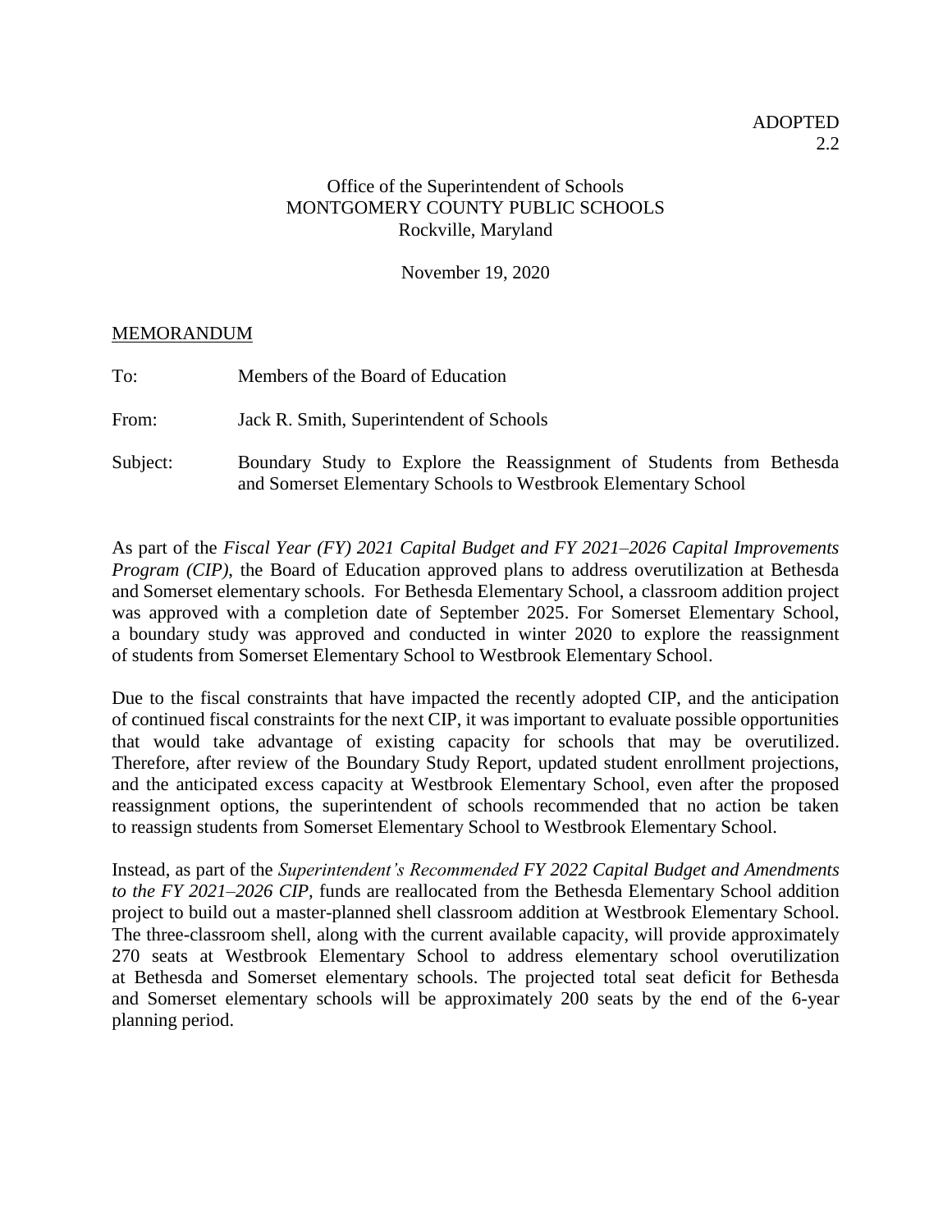ADOPTED
2.2

Office of the Superintendent of Schools
MONTGOMERY COUNTY PUBLIC SCHOOLS
Rockville, Maryland

November 19, 2020

MEMORANDUM

To: Members of the Board of Education

From: Jack R. Smith, Superintendent of Schools

Subject: Boundary Study to Explore the Reassignment of Students from Bethesda and Somerset Elementary Schools to Westbrook Elementary School

As part of the *Fiscal Year (FY) 2021 Capital Budget and FY 2021–2026 Capital Improvements Program (CIP)*, the Board of Education approved plans to address overutilization at Bethesda and Somerset elementary schools. For Bethesda Elementary School, a classroom addition project was approved with a completion date of September 2025. For Somerset Elementary School, a boundary study was approved and conducted in winter 2020 to explore the reassignment of students from Somerset Elementary School to Westbrook Elementary School.

Due to the fiscal constraints that have impacted the recently adopted CIP, and the anticipation of continued fiscal constraints for the next CIP, it was important to evaluate possible opportunities that would take advantage of existing capacity for schools that may be overutilized. Therefore, after review of the Boundary Study Report, updated student enrollment projections, and the anticipated excess capacity at Westbrook Elementary School, even after the proposed reassignment options, the superintendent of schools recommended that no action be taken to reassign students from Somerset Elementary School to Westbrook Elementary School.

Instead, as part of the *Superintendent's Recommended FY 2022 Capital Budget and Amendments to the FY 2021–2026 CIP*, funds are reallocated from the Bethesda Elementary School addition project to build out a master-planned shell classroom addition at Westbrook Elementary School. The three-classroom shell, along with the current available capacity, will provide approximately 270 seats at Westbrook Elementary School to address elementary school overutilization at Bethesda and Somerset elementary schools. The projected total seat deficit for Bethesda and Somerset elementary schools will be approximately 200 seats by the end of the 6-year planning period.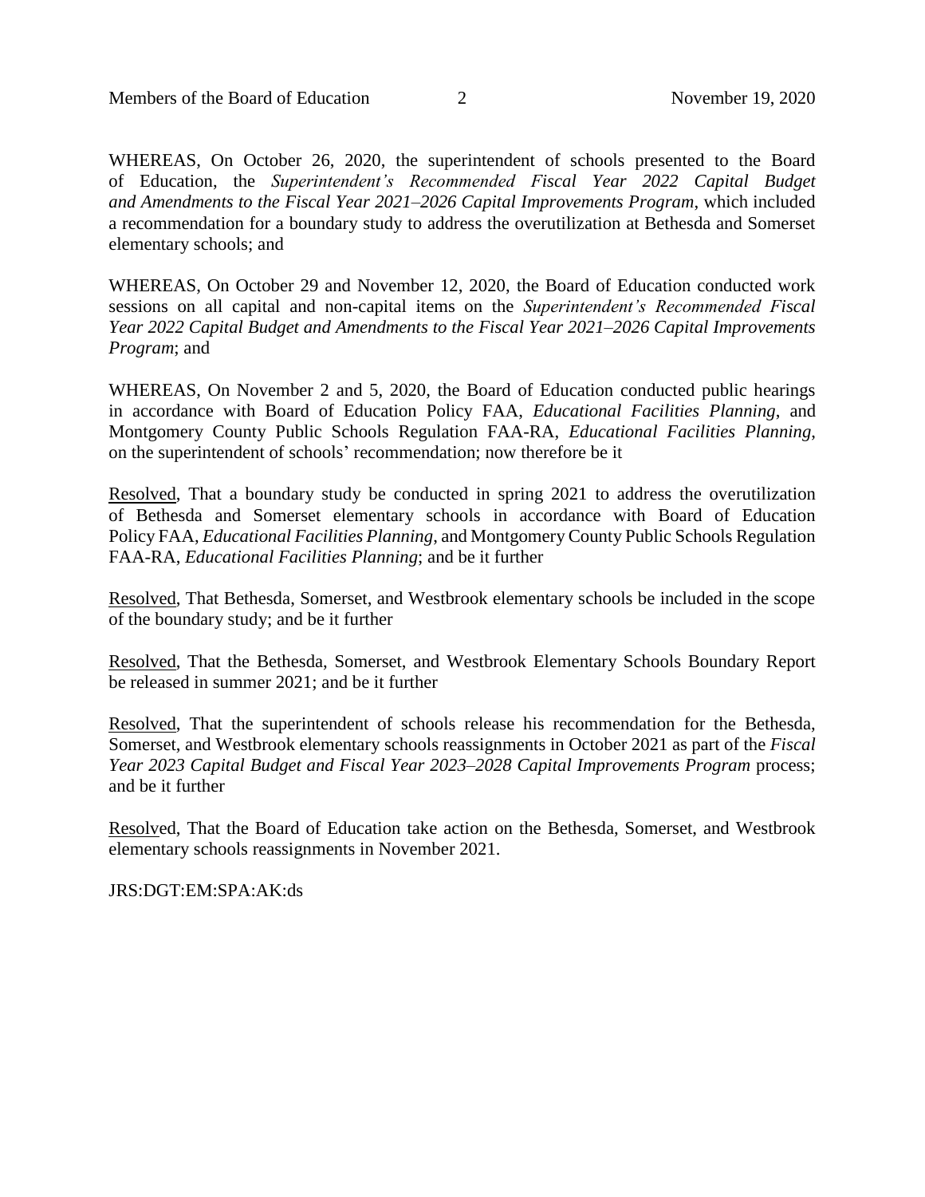WHEREAS, On October 26, 2020, the superintendent of schools presented to the Board of Education, the *Superintendent's Recommended Fiscal Year 2022 Capital Budget and Amendments to the Fiscal Year 2021–2026 Capital Improvements Program*, which included a recommendation for a boundary study to address the overutilization at Bethesda and Somerset elementary schools; and

WHEREAS, On October 29 and November 12, 2020, the Board of Education conducted work sessions on all capital and non-capital items on the *Superintendent's Recommended Fiscal Year 2022 Capital Budget and Amendments to the Fiscal Year 2021–2026 Capital Improvements Program*; and

WHEREAS, On November 2 and 5, 2020, the Board of Education conducted public hearings in accordance with Board of Education Policy FAA, *Educational Facilities Planning*, and Montgomery County Public Schools Regulation FAA-RA, *Educational Facilities Planning*, on the superintendent of schools' recommendation; now therefore be it

Resolved, That a boundary study be conducted in spring 2021 to address the overutilization of Bethesda and Somerset elementary schools in accordance with Board of Education Policy FAA, *Educational Facilities Planning*, and Montgomery County Public Schools Regulation FAA-RA, *Educational Facilities Planning*; and be it further

Resolved, That Bethesda, Somerset, and Westbrook elementary schools be included in the scope of the boundary study; and be it further

Resolved, That the Bethesda, Somerset, and Westbrook Elementary Schools Boundary Report be released in summer 2021; and be it further

Resolved, That the superintendent of schools release his recommendation for the Bethesda, Somerset, and Westbrook elementary schools reassignments in October 2021 as part of the *Fiscal Year 2023 Capital Budget and Fiscal Year 2023–2028 Capital Improvements Program* process; and be it further

Resolved, That the Board of Education take action on the Bethesda, Somerset, and Westbrook elementary schools reassignments in November 2021.

JRS:DGT:EM:SPA:AK:ds